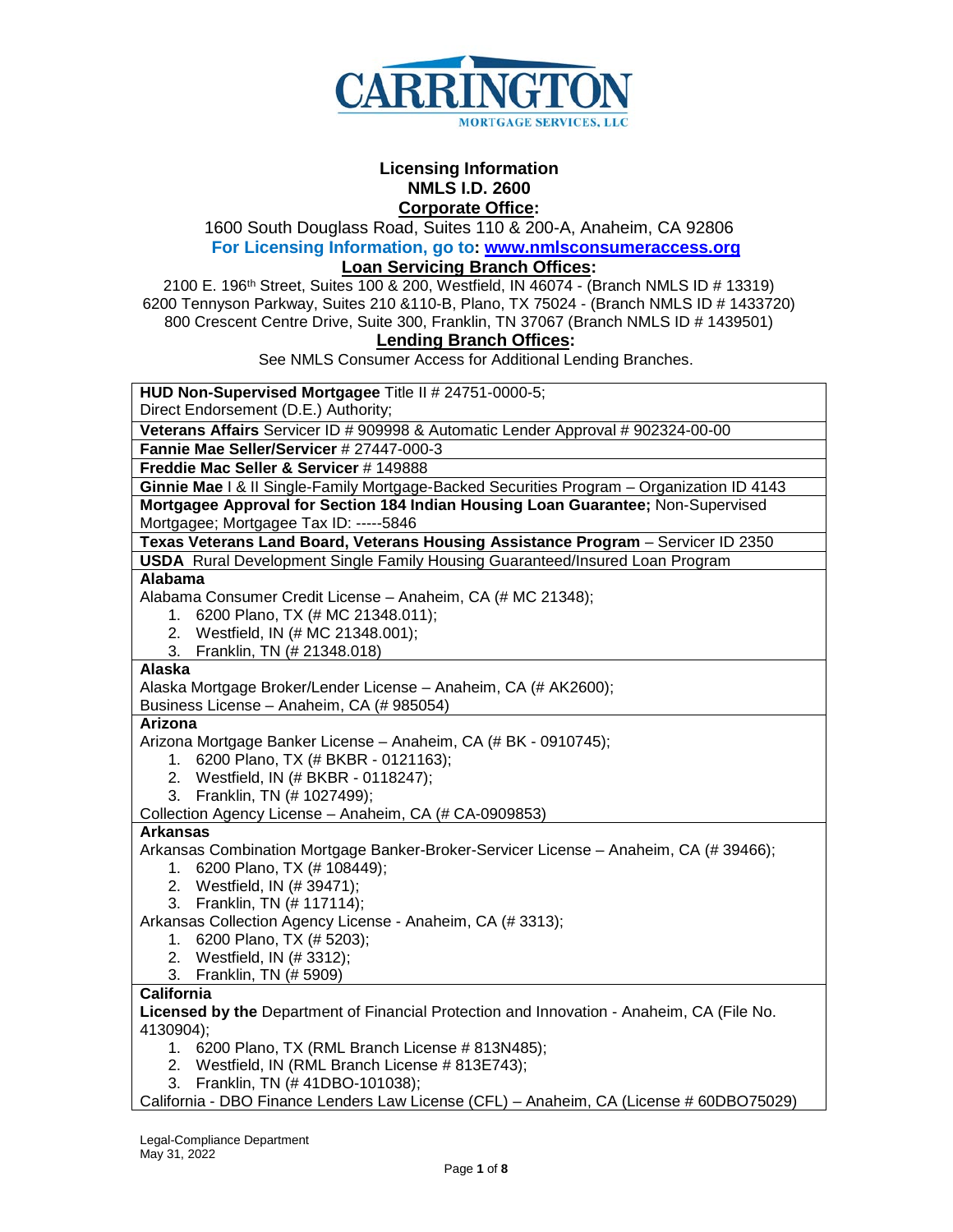# CARRINGTON

MORTGAGE SERVICES, LLC

**Licensing Information**
**NMLS I.D. 2600**

**Corporate Office:**

1600 South Douglass Road, Suites 110 & 200-A, Anaheim, CA 92806

**For Licensing Information, go to: [www.nmlsconsumeraccess.org](http://www.nmlsconsumeraccess.org)**

**Loan Servicing Branch Offices:**

2100 E. 196th Street, Suites 100 & 200, Westfield, IN 46074 - (Branch NMLS ID # 13319)
6200 Tennyson Parkway, Suites 210 &110-B, Plano, TX 75024 - (Branch NMLS ID # 1433720)
800 Crescent Centre Drive, Suite 300, Franklin, TN 37067 (Branch NMLS ID # 1439501)

**Lending Branch Offices:**

See NMLS Consumer Access for Additional Lending Branches.

**HUD Non-Supervised Mortgagee** Title II # 24751-0000-5;
Direct Endorsement (D.E.) Authority;

**Veterans Affairs** Servicer ID # 909998 & Automatic Lender Approval # 902324-00-00

**Fannie Mae Seller/Servicer** # 27447-000-3

**Freddie Mac Seller & Servicer** # 149888

**Ginnie Mae** I & II Single-Family Mortgage-Backed Securities Program – Organization ID 4143

**Mortgagee Approval for Section 184 Indian Housing Loan Guarantee;** Non-Supervised Mortgagee; Mortgagee Tax ID: -----5846

**Texas Veterans Land Board, Veterans Housing Assistance Program** – Servicer ID 2350

**USDA** Rural Development Single Family Housing Guaranteed/Insured Loan Program

**Alabama**

Alabama Consumer Credit License – Anaheim, CA (# MC 21348);

1. 6200 Plano, TX (# MC 21348.011);
2. Westfield, IN (# MC 21348.001);
3. Franklin, TN (# 21348.018)

**Alaska**

Alaska Mortgage Broker/Lender License – Anaheim, CA (# AK2600);
Business License – Anaheim, CA (# 985054)

**Arizona**

Arizona Mortgage Banker License – Anaheim, CA (# BK - 0910745);

1. 6200 Plano, TX (# BKBR - 0121163);
2. Westfield, IN (# BKBR - 0118247);
3. Franklin, TN (# 1027499);

Collection Agency License – Anaheim, CA (# CA-0909853)

**Arkansas**

Arkansas Combination Mortgage Banker-Broker-Servicer License – Anaheim, CA (# 39466);

1. 6200 Plano, TX (# 108449);
2. Westfield, IN (# 39471);
3. Franklin, TN (# 117114);

Arkansas Collection Agency License - Anaheim, CA (# 3313);

1. 6200 Plano, TX (# 5203);
2. Westfield, IN (# 3312);
3. Franklin, TN (# 5909)

**California**

**Licensed by the** Department of Financial Protection and Innovation - Anaheim, CA (File No. 4130904);

1. 6200 Plano, TX (RML Branch License # 813N485);
2. Westfield, IN (RML Branch License # 813E743);
3. Franklin, TN (# 41DBO-101038);

California - DBO Finance Lenders Law License (CFL) – Anaheim, CA (License # 60DBO75029)

Legal-Compliance Department
May 31, 2022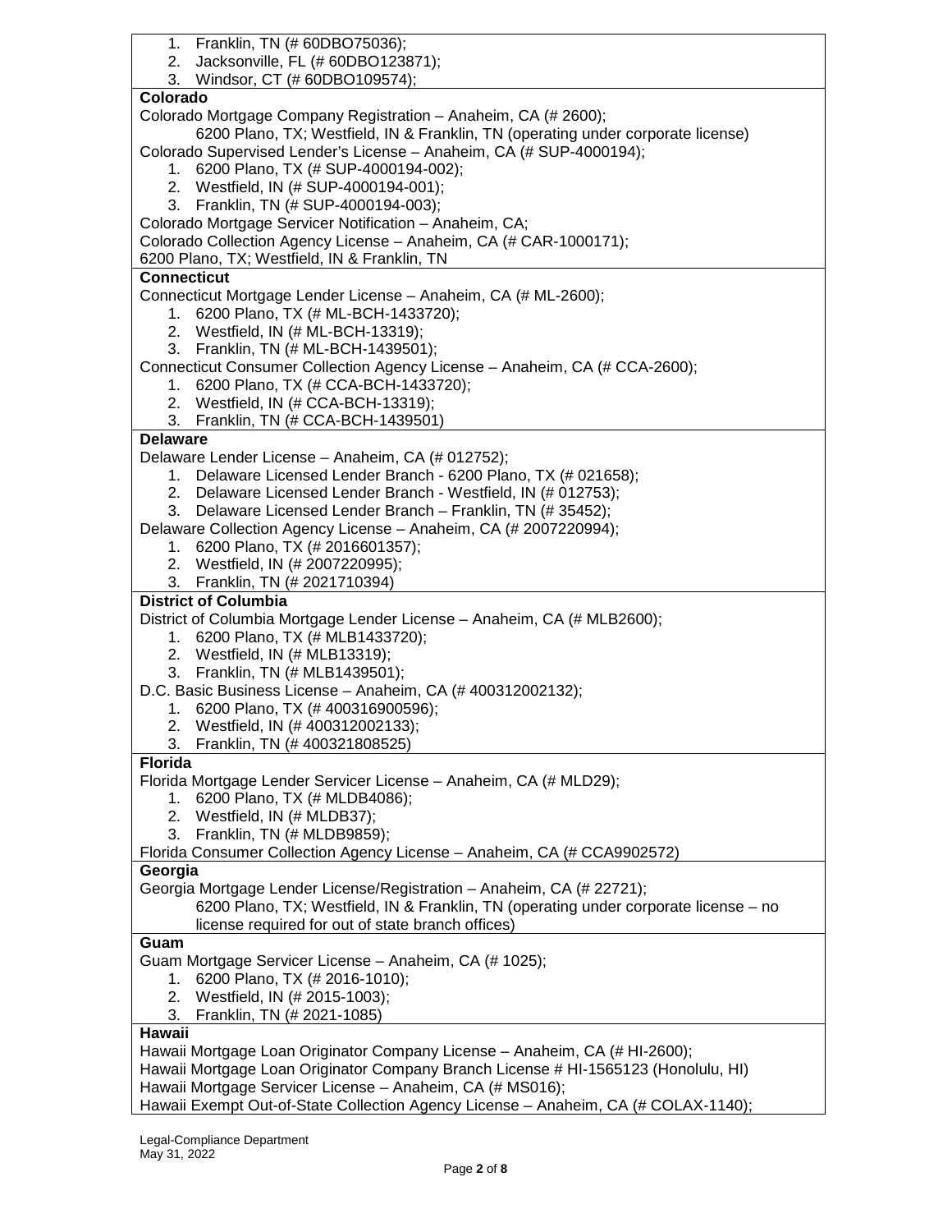1. Franklin, TN (# 60DBO75036);
2. Jacksonville, FL (# 60DBO123871);
3. Windsor, CT (# 60DBO109574);

**Colorado**

Colorado Mortgage Company Registration – Anaheim, CA (# 2600);
    6200 Plano, TX; Westfield, IN & Franklin, TN (operating under corporate license)

Colorado Supervised Lender's License – Anaheim, CA (# SUP-4000194);
1. 6200 Plano, TX (# SUP-4000194-002);
2. Westfield, IN (# SUP-4000194-001);
3. Franklin, TN (# SUP-4000194-003);

Colorado Mortgage Servicer Notification – Anaheim, CA;

Colorado Collection Agency License – Anaheim, CA (# CAR-1000171);
6200 Plano, TX; Westfield, IN & Franklin, TN

**Connecticut**

Connecticut Mortgage Lender License – Anaheim, CA (# ML-2600);
1. 6200 Plano, TX (# ML-BCH-1433720);
2. Westfield, IN (# ML-BCH-13319);
3. Franklin, TN (# ML-BCH-1439501);

Connecticut Consumer Collection Agency License – Anaheim, CA (# CCA-2600);
1. 6200 Plano, TX (# CCA-BCH-1433720);
2. Westfield, IN (# CCA-BCH-13319);
3. Franklin, TN (# CCA-BCH-1439501)

**Delaware**

Delaware Lender License – Anaheim, CA (# 012752);
1. Delaware Licensed Lender Branch - 6200 Plano, TX (# 021658);
2. Delaware Licensed Lender Branch - Westfield, IN (# 012753);
3. Delaware Licensed Lender Branch – Franklin, TN (# 35452);

Delaware Collection Agency License – Anaheim, CA (# 2007220994);
1. 6200 Plano, TX (# 2016601357);
2. Westfield, IN (# 2007220995);
3. Franklin, TN (# 2021710394)

**District of Columbia**

District of Columbia Mortgage Lender License – Anaheim, CA (# MLB2600);
1. 6200 Plano, TX (# MLB1433720);
2. Westfield, IN (# MLB13319);
3. Franklin, TN (# MLB1439501);

D.C. Basic Business License – Anaheim, CA (# 400312002132);
1. 6200 Plano, TX (# 400316900596);
2. Westfield, IN (# 400312002133);
3. Franklin, TN (# 400321808525)

**Florida**

Florida Mortgage Lender Servicer License – Anaheim, CA (# MLD29);
1. 6200 Plano, TX (# MLDB4086);
2. Westfield, IN (# MLDB37);
3. Franklin, TN (# MLDB9859);

Florida Consumer Collection Agency License – Anaheim, CA (# CCA9902572)

**Georgia**

Georgia Mortgage Lender License/Registration – Anaheim, CA (# 22721);
    6200 Plano, TX; Westfield, IN & Franklin, TN (operating under corporate license – no license required for out of state branch offices)

**Guam**

Guam Mortgage Servicer License – Anaheim, CA (# 1025);
1. 6200 Plano, TX (# 2016-1010);
2. Westfield, IN (# 2015-1003);
3. Franklin, TN (# 2021-1085)

**Hawaii**

Hawaii Mortgage Loan Originator Company License – Anaheim, CA (# HI-2600);
Hawaii Mortgage Loan Originator Company Branch License # HI-1565123 (Honolulu, HI)
Hawaii Mortgage Servicer License – Anaheim, CA (# MS016);
Hawaii Exempt Out-of-State Collection Agency License – Anaheim, CA (# COLAX-1140);

Legal-Compliance Department
May 31, 2022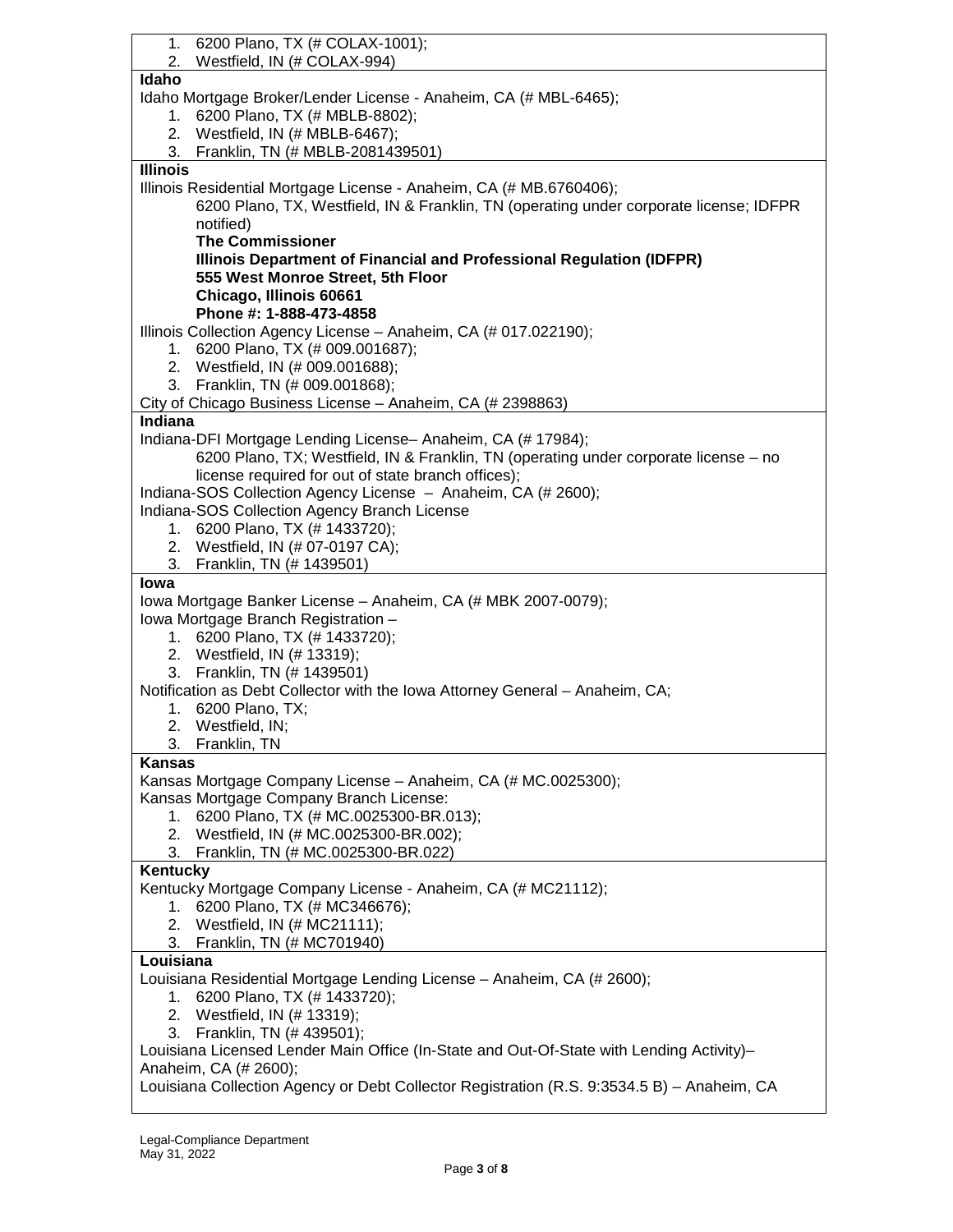1. 6200 Plano, TX (# COLAX-1001);
2. Westfield, IN (# COLAX-994)

**Idaho**

Idaho Mortgage Broker/Lender License - Anaheim, CA (# MBL-6465);

1. 6200 Plano, TX (# MBLB-8802);
2. Westfield, IN (# MBLB-6467);
3. Franklin, TN (# MBLB-2081439501)

**Illinois**

Illinois Residential Mortgage License - Anaheim, CA (# MB.6760406);

6200 Plano, TX, Westfield, IN & Franklin, TN (operating under corporate license; IDFPR notified)

**The Commissioner**
**Illinois Department of Financial and Professional Regulation (IDFPR)**
**555 West Monroe Street, 5th Floor**
**Chicago, Illinois 60661**
**Phone #: 1-888-473-4858**

Illinois Collection Agency License – Anaheim, CA (# 017.022190);

1. 6200 Plano, TX (# 009.001687);
2. Westfield, IN (# 009.001688);
3. Franklin, TN (# 009.001868);

City of Chicago Business License – Anaheim, CA (# 2398863)

**Indiana**

Indiana-DFI Mortgage Lending License– Anaheim, CA (# 17984);

6200 Plano, TX; Westfield, IN & Franklin, TN (operating under corporate license – no license required for out of state branch offices);

Indiana-SOS Collection Agency License – Anaheim, CA (# 2600);

Indiana-SOS Collection Agency Branch License

1. 6200 Plano, TX (# 1433720);
2. Westfield, IN (# 07-0197 CA);
3. Franklin, TN (# 1439501)

**Iowa**

Iowa Mortgage Banker License – Anaheim, CA (# MBK 2007-0079);

Iowa Mortgage Branch Registration –

1. 6200 Plano, TX (# 1433720);
2. Westfield, IN (# 13319);
3. Franklin, TN (# 1439501)

Notification as Debt Collector with the Iowa Attorney General – Anaheim, CA;

1. 6200 Plano, TX;
2. Westfield, IN;
3. Franklin, TN

**Kansas**

Kansas Mortgage Company License – Anaheim, CA (# MC.0025300);

Kansas Mortgage Company Branch License:

1. 6200 Plano, TX (# MC.0025300-BR.013);
2. Westfield, IN (# MC.0025300-BR.002);
3. Franklin, TN (# MC.0025300-BR.022)

**Kentucky**

Kentucky Mortgage Company License - Anaheim, CA (# MC21112);

1. 6200 Plano, TX (# MC346676);
2. Westfield, IN (# MC21111);
3. Franklin, TN (# MC701940)

**Louisiana**

Louisiana Residential Mortgage Lending License – Anaheim, CA (# 2600);

1. 6200 Plano, TX (# 1433720);
2. Westfield, IN (# 13319);
3. Franklin, TN (# 439501);

Louisiana Licensed Lender Main Office (In-State and Out-Of-State with Lending Activity)– Anaheim, CA (# 2600);

Louisiana Collection Agency or Debt Collector Registration (R.S. 9:3534.5 B) – Anaheim, CA

Legal-Compliance Department
May 31, 2022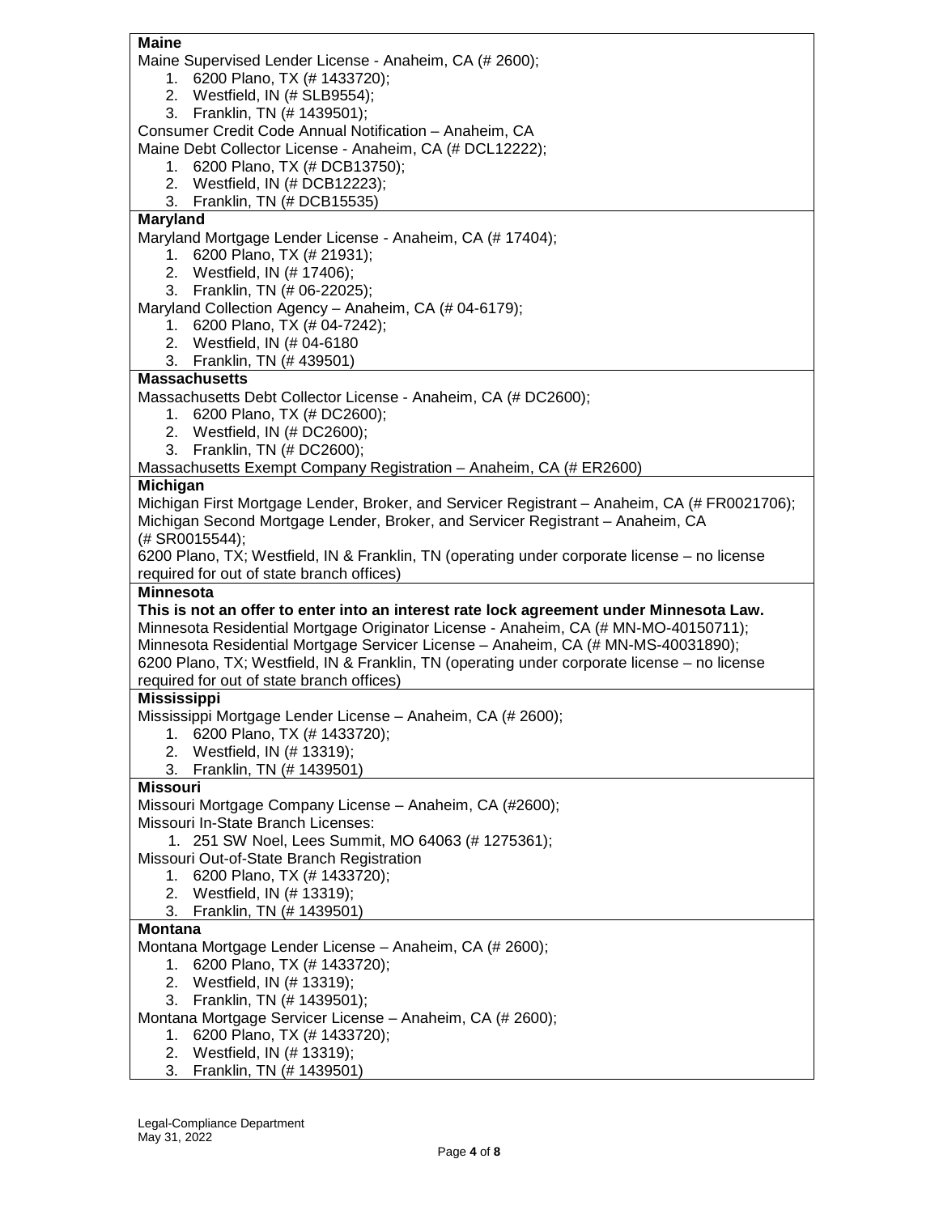**Maine**

Maine Supervised Lender License - Anaheim, CA (# 2600);

1. 6200 Plano, TX (# 1433720);
2. Westfield, IN (# SLB9554);
3. Franklin, TN (# 1439501);

Consumer Credit Code Annual Notification – Anaheim, CA

Maine Debt Collector License - Anaheim, CA (# DCL12222);

1. 6200 Plano, TX (# DCB13750);
2. Westfield, IN (# DCB12223);
3. Franklin, TN (# DCB15535)

**Maryland**

Maryland Mortgage Lender License - Anaheim, CA (# 17404);

1. 6200 Plano, TX (# 21931);
2. Westfield, IN (# 17406);
3. Franklin, TN (# 06-22025);

Maryland Collection Agency – Anaheim, CA (# 04-6179);

1. 6200 Plano, TX (# 04-7242);
2. Westfield, IN (# 04-6180
3. Franklin, TN (# 439501)

**Massachusetts**

Massachusetts Debt Collector License - Anaheim, CA (# DC2600);

1. 6200 Plano, TX (# DC2600);
2. Westfield, IN (# DC2600);
3. Franklin, TN (# DC2600);

Massachusetts Exempt Company Registration – Anaheim, CA (# ER2600)

**Michigan**

Michigan First Mortgage Lender, Broker, and Servicer Registrant – Anaheim, CA (# FR0021706);
Michigan Second Mortgage Lender, Broker, and Servicer Registrant – Anaheim, CA (# SR0015544);
6200 Plano, TX; Westfield, IN & Franklin, TN (operating under corporate license – no license required for out of state branch offices)

**Minnesota**

**This is not an offer to enter into an interest rate lock agreement under Minnesota Law.**
Minnesota Residential Mortgage Originator License - Anaheim, CA (# MN-MO-40150711);
Minnesota Residential Mortgage Servicer License – Anaheim, CA (# MN-MS-40031890);
6200 Plano, TX; Westfield, IN & Franklin, TN (operating under corporate license – no license required for out of state branch offices)

**Mississippi**

Mississippi Mortgage Lender License – Anaheim, CA (# 2600);

1. 6200 Plano, TX (# 1433720);
2. Westfield, IN (# 13319);
3. Franklin, TN (# 1439501)

**Missouri**

Missouri Mortgage Company License – Anaheim, CA (#2600);

Missouri In-State Branch Licenses:

1. 251 SW Noel, Lees Summit, MO 64063 (# 1275361);

Missouri Out-of-State Branch Registration

1. 6200 Plano, TX (# 1433720);
2. Westfield, IN (# 13319);
3. Franklin, TN (# 1439501)

**Montana**

Montana Mortgage Lender License – Anaheim, CA (# 2600);

1. 6200 Plano, TX (# 1433720);
2. Westfield, IN (# 13319);
3. Franklin, TN (# 1439501);

Montana Mortgage Servicer License – Anaheim, CA (# 2600);

1. 6200 Plano, TX (# 1433720);
2. Westfield, IN (# 13319);
3. Franklin, TN (# 1439501)

Legal-Compliance Department
May 31, 2022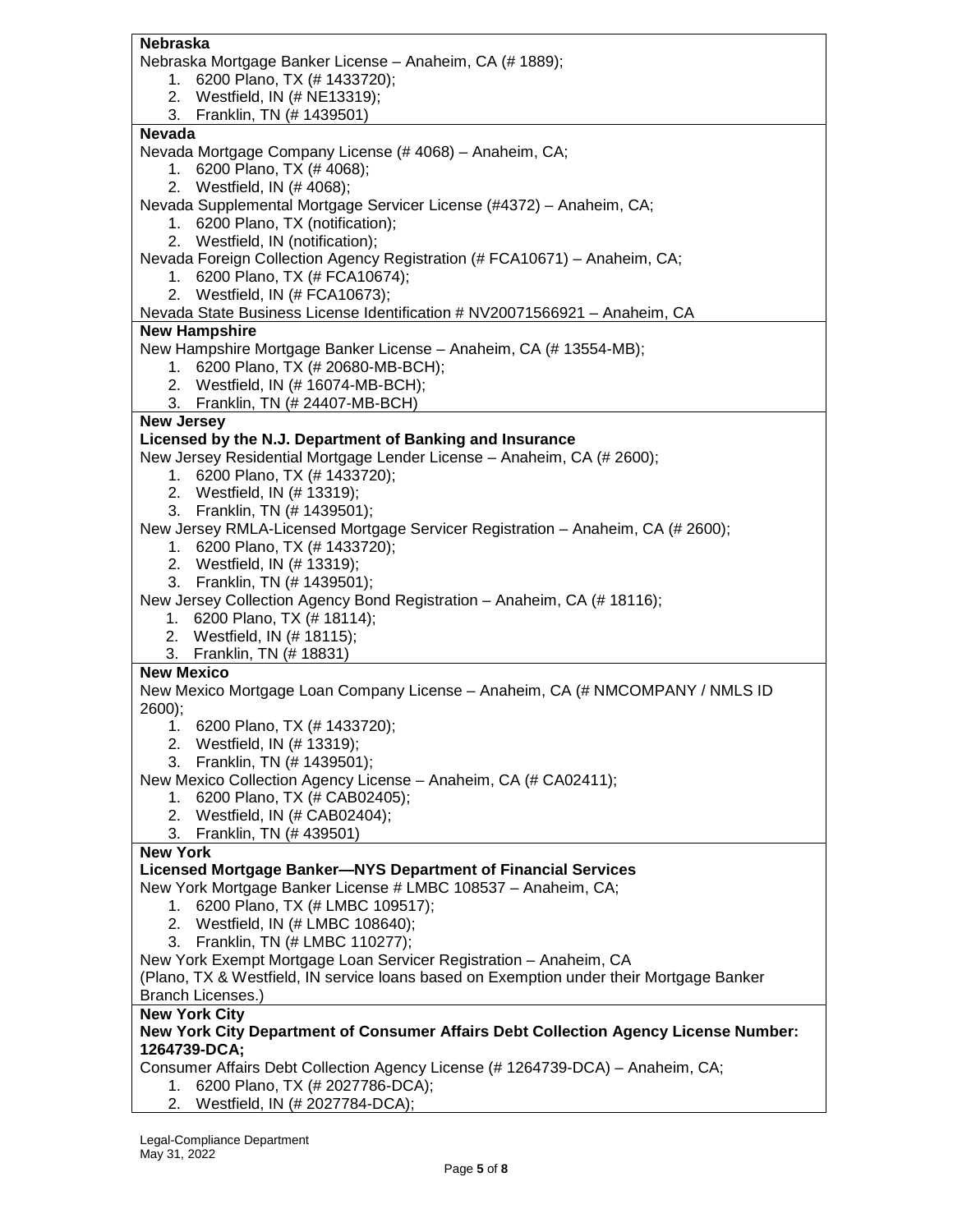**Nebraska**

Nebraska Mortgage Banker License – Anaheim, CA (# 1889);

1. 6200 Plano, TX (# 1433720);
2. Westfield, IN (# NE13319);
3. Franklin, TN (# 1439501)

**Nevada**

Nevada Mortgage Company License (# 4068) – Anaheim, CA;

1. 6200 Plano, TX (# 4068);
2. Westfield, IN (# 4068);

Nevada Supplemental Mortgage Servicer License (#4372) – Anaheim, CA;

1. 6200 Plano, TX (notification);
2. Westfield, IN (notification);

Nevada Foreign Collection Agency Registration (# FCA10671) – Anaheim, CA;

1. 6200 Plano, TX (# FCA10674);
2. Westfield, IN (# FCA10673);

Nevada State Business License Identification # NV20071566921 – Anaheim, CA

**New Hampshire**

New Hampshire Mortgage Banker License – Anaheim, CA (# 13554-MB);

1. 6200 Plano, TX (# 20680-MB-BCH);
2. Westfield, IN (# 16074-MB-BCH);
3. Franklin, TN (# 24407-MB-BCH)

**New Jersey**

**Licensed by the N.J. Department of Banking and Insurance**

New Jersey Residential Mortgage Lender License – Anaheim, CA (# 2600);

1. 6200 Plano, TX (# 1433720);
2. Westfield, IN (# 13319);
3. Franklin, TN (# 1439501);

New Jersey RMLA-Licensed Mortgage Servicer Registration – Anaheim, CA (# 2600);

1. 6200 Plano, TX (# 1433720);
2. Westfield, IN (# 13319);
3. Franklin, TN (# 1439501);

New Jersey Collection Agency Bond Registration – Anaheim, CA (# 18116);

1. 6200 Plano, TX (# 18114);
2. Westfield, IN (# 18115);
3. Franklin, TN (# 18831)

**New Mexico**

New Mexico Mortgage Loan Company License – Anaheim, CA (# NMCOMPANY / NMLS ID 2600);

1. 6200 Plano, TX (# 1433720);
2. Westfield, IN (# 13319);
3. Franklin, TN (# 1439501);

New Mexico Collection Agency License – Anaheim, CA (# CA02411);

1. 6200 Plano, TX (# CAB02405);
2. Westfield, IN (# CAB02404);
3. Franklin, TN (# 439501)

**New York**

**Licensed Mortgage Banker—NYS Department of Financial Services**

New York Mortgage Banker License # LMBC 108537 – Anaheim, CA;

1. 6200 Plano, TX (# LMBC 109517);
2. Westfield, IN (# LMBC 108640);
3. Franklin, TN (# LMBC 110277);

New York Exempt Mortgage Loan Servicer Registration – Anaheim, CA
(Plano, TX & Westfield, IN service loans based on Exemption under their Mortgage Banker Branch Licenses.)

**New York City**

**New York City Department of Consumer Affairs Debt Collection Agency License Number: 1264739-DCA;**

Consumer Affairs Debt Collection Agency License (# 1264739-DCA) – Anaheim, CA;

1. 6200 Plano, TX (# 2027786-DCA);
2. Westfield, IN (# 2027784-DCA);

Legal-Compliance Department
May 31, 2022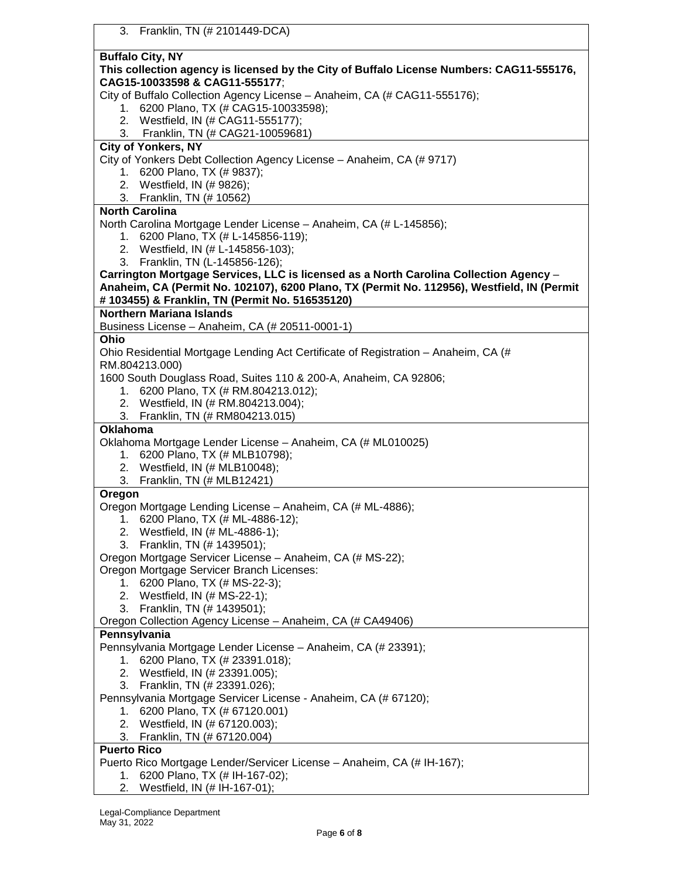3. Franklin, TN (# 2101449-DCA)

**Buffalo City, NY**

**This collection agency is licensed by the City of Buffalo License Numbers: CAG11-555176, CAG15-10033598 & CAG11-555177**;

City of Buffalo Collection Agency License – Anaheim, CA (# CAG11-555176);

1. 6200 Plano, TX (# CAG15-10033598);
2. Westfield, IN (# CAG11-555177);
3. Franklin, TN (# CAG21-10059681)

**City of Yonkers, NY**

City of Yonkers Debt Collection Agency License – Anaheim, CA (# 9717)

1. 6200 Plano, TX (# 9837);
2. Westfield, IN (# 9826);
3. Franklin, TN (# 10562)

**North Carolina**

North Carolina Mortgage Lender License – Anaheim, CA (# L-145856);

1. 6200 Plano, TX (# L-145856-119);
2. Westfield, IN (# L-145856-103);
3. Franklin, TN (L-145856-126);

**Carrington Mortgage Services, LLC is licensed as a North Carolina Collection Agency – Anaheim, CA (Permit No. 102107), 6200 Plano, TX (Permit No. 112956), Westfield, IN (Permit # 103455) & Franklin, TN (Permit No. 516535120)**

**Northern Mariana Islands**

Business License – Anaheim, CA (# 20511-0001-1)

**Ohio**

Ohio Residential Mortgage Lending Act Certificate of Registration – Anaheim, CA (# RM.804213.000)

1600 South Douglass Road, Suites 110 & 200-A, Anaheim, CA 92806;

1. 6200 Plano, TX (# RM.804213.012);
2. Westfield, IN (# RM.804213.004);
3. Franklin, TN (# RM804213.015)

**Oklahoma**

Oklahoma Mortgage Lender License – Anaheim, CA (# ML010025)

1. 6200 Plano, TX (# MLB10798);
2. Westfield, IN (# MLB10048);
3. Franklin, TN (# MLB12421)

**Oregon**

Oregon Mortgage Lending License – Anaheim, CA (# ML-4886);

1. 6200 Plano, TX (# ML-4886-12);
2. Westfield, IN (# ML-4886-1);
3. Franklin, TN (# 1439501);

Oregon Mortgage Servicer License – Anaheim, CA (# MS-22);

Oregon Mortgage Servicer Branch Licenses:

1. 6200 Plano, TX (# MS-22-3);
2. Westfield, IN (# MS-22-1);
3. Franklin, TN (# 1439501);

Oregon Collection Agency License – Anaheim, CA (# CA49406)

**Pennsylvania**

Pennsylvania Mortgage Lender License – Anaheim, CA (# 23391);

1. 6200 Plano, TX (# 23391.018);
2. Westfield, IN (# 23391.005);
3. Franklin, TN (# 23391.026);

Pennsylvania Mortgage Servicer License - Anaheim, CA (# 67120);

1. 6200 Plano, TX (# 67120.001)
2. Westfield, IN (# 67120.003);
3. Franklin, TN (# 67120.004)

**Puerto Rico**

Puerto Rico Mortgage Lender/Servicer License – Anaheim, CA (# IH-167);

1. 6200 Plano, TX (# IH-167-02);
2. Westfield, IN (# IH-167-01);

Legal-Compliance Department
May 31, 2022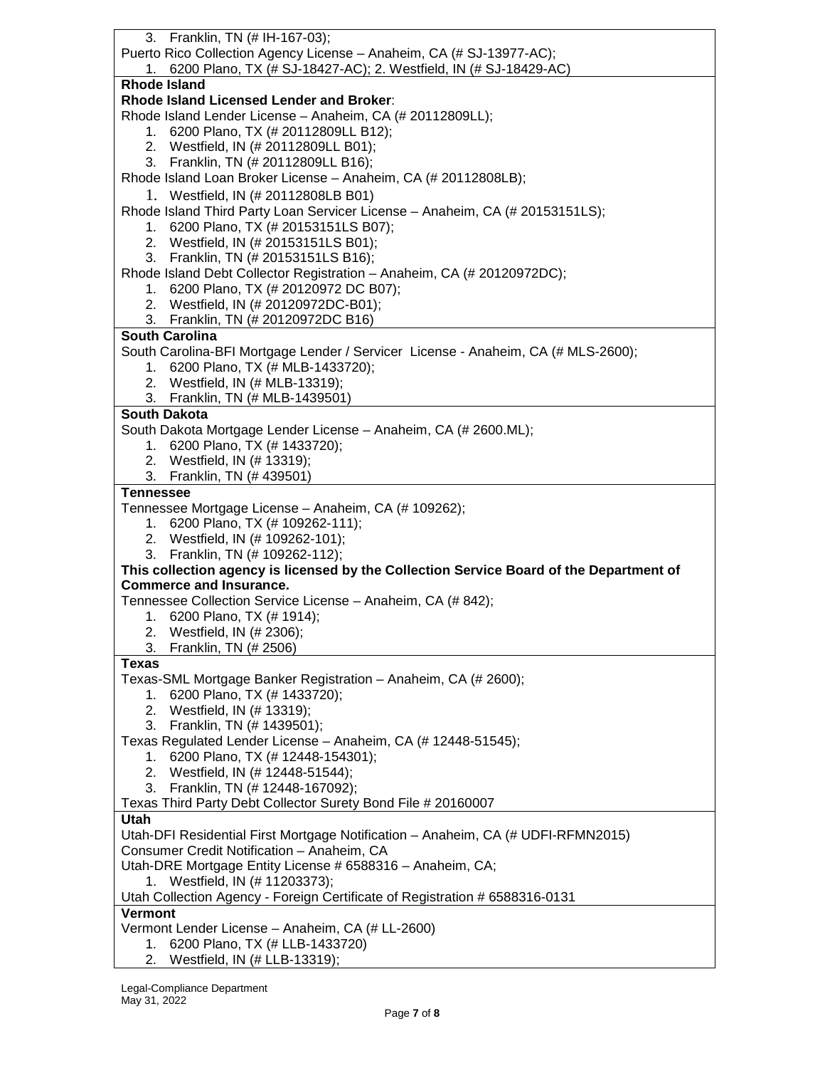3. Franklin, TN (# IH-167-03);

Puerto Rico Collection Agency License – Anaheim, CA (# SJ-13977-AC);

1. 6200 Plano, TX (# SJ-18427-AC); 2. Westfield, IN (# SJ-18429-AC)

**Rhode Island**

**Rhode Island Licensed Lender and Broker**:

Rhode Island Lender License – Anaheim, CA (# 20112809LL);

1. 6200 Plano, TX (# 20112809LL B12);
2. Westfield, IN (# 20112809LL B01);
3. Franklin, TN (# 20112809LL B16);

Rhode Island Loan Broker License – Anaheim, CA (# 20112808LB);

1. Westfield, IN (# 20112808LB B01)

Rhode Island Third Party Loan Servicer License – Anaheim, CA (# 20153151LS);

1. 6200 Plano, TX (# 20153151LS B07);
2. Westfield, IN (# 20153151LS B01);
3. Franklin, TN (# 20153151LS B16);

Rhode Island Debt Collector Registration – Anaheim, CA (# 20120972DC);

1. 6200 Plano, TX (# 20120972 DC B07);
2. Westfield, IN (# 20120972DC-B01);
3. Franklin, TN (# 20120972DC B16)

**South Carolina**

South Carolina-BFI Mortgage Lender / Servicer License - Anaheim, CA (# MLS-2600);

1. 6200 Plano, TX (# MLB-1433720);
2. Westfield, IN (# MLB-13319);
3. Franklin, TN (# MLB-1439501)

**South Dakota**

South Dakota Mortgage Lender License – Anaheim, CA (# 2600.ML);

1. 6200 Plano, TX (# 1433720);
2. Westfield, IN (# 13319);
3. Franklin, TN (# 439501)

**Tennessee**

Tennessee Mortgage License – Anaheim, CA (# 109262);

1. 6200 Plano, TX (# 109262-111);
2. Westfield, IN (# 109262-101);
3. Franklin, TN (# 109262-112);

**This collection agency is licensed by the Collection Service Board of the Department of Commerce and Insurance.**

Tennessee Collection Service License – Anaheim, CA (# 842);

1. 6200 Plano, TX (# 1914);
2. Westfield, IN (# 2306);
3. Franklin, TN (# 2506)

**Texas**

Texas-SML Mortgage Banker Registration – Anaheim, CA (# 2600);

1. 6200 Plano, TX (# 1433720);
2. Westfield, IN (# 13319);
3. Franklin, TN (# 1439501);

Texas Regulated Lender License – Anaheim, CA (# 12448-51545);

1. 6200 Plano, TX (# 12448-154301);
2. Westfield, IN (# 12448-51544);
3. Franklin, TN (# 12448-167092);

Texas Third Party Debt Collector Surety Bond File # 20160007

**Utah**

Utah-DFI Residential First Mortgage Notification – Anaheim, CA (# UDFI-RFMN2015)

Consumer Credit Notification – Anaheim, CA

Utah-DRE Mortgage Entity License # 6588316 – Anaheim, CA;

1. Westfield, IN (# 11203373);

Utah Collection Agency - Foreign Certificate of Registration # 6588316-0131

**Vermont**

Vermont Lender License – Anaheim, CA (# LL-2600)

1. 6200 Plano, TX (# LLB-1433720)
2. Westfield, IN (# LLB-13319);

Legal-Compliance Department
May 31, 2022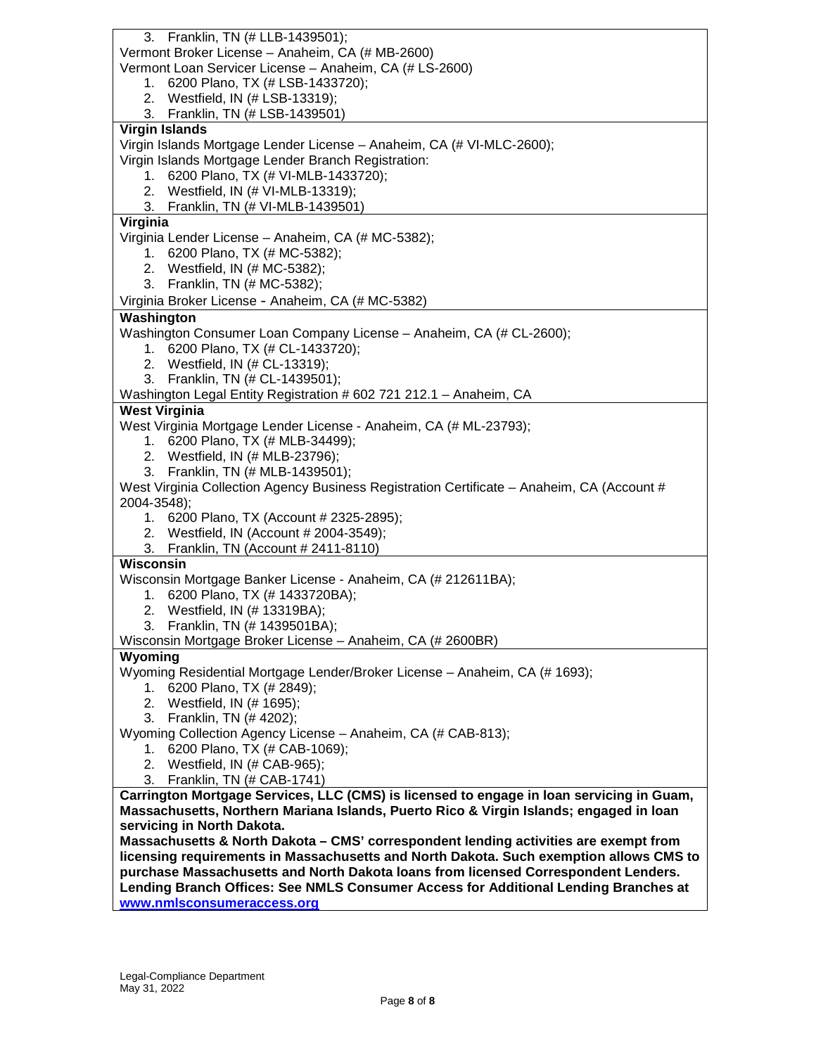3. Franklin, TN (# LLB-1439501);

Vermont Broker License – Anaheim, CA (# MB-2600)

Vermont Loan Servicer License – Anaheim, CA (# LS-2600)

1. 6200 Plano, TX (# LSB-1433720);
2. Westfield, IN (# LSB-13319);
3. Franklin, TN (# LSB-1439501)

**Virgin Islands**

Virgin Islands Mortgage Lender License – Anaheim, CA (# VI-MLC-2600);

Virgin Islands Mortgage Lender Branch Registration:

1. 6200 Plano, TX (# VI-MLB-1433720);
2. Westfield, IN (# VI-MLB-13319);
3. Franklin, TN (# VI-MLB-1439501)

**Virginia**

Virginia Lender License – Anaheim, CA (# MC-5382);

1. 6200 Plano, TX (# MC-5382);
2. Westfield, IN (# MC-5382);
3. Franklin, TN (# MC-5382);

Virginia Broker License - Anaheim, CA (# MC-5382)

**Washington**

Washington Consumer Loan Company License – Anaheim, CA (# CL-2600);

1. 6200 Plano, TX (# CL-1433720);
2. Westfield, IN (# CL-13319);
3. Franklin, TN (# CL-1439501);

Washington Legal Entity Registration # 602 721 212.1 – Anaheim, CA

**West Virginia**

West Virginia Mortgage Lender License - Anaheim, CA (# ML-23793);

1. 6200 Plano, TX (# MLB-34499);
2. Westfield, IN (# MLB-23796);
3. Franklin, TN (# MLB-1439501);

West Virginia Collection Agency Business Registration Certificate – Anaheim, CA (Account # 2004-3548);

1. 6200 Plano, TX (Account # 2325-2895);
2. Westfield, IN (Account # 2004-3549);
3. Franklin, TN (Account # 2411-8110)

**Wisconsin**

Wisconsin Mortgage Banker License - Anaheim, CA (# 212611BA);

1. 6200 Plano, TX (# 1433720BA);
2. Westfield, IN (# 13319BA);
3. Franklin, TN (# 1439501BA);

Wisconsin Mortgage Broker License – Anaheim, CA (# 2600BR)

**Wyoming**

Wyoming Residential Mortgage Lender/Broker License – Anaheim, CA (# 1693);

1. 6200 Plano, TX (# 2849);
2. Westfield, IN (# 1695);
3. Franklin, TN (# 4202);

Wyoming Collection Agency License – Anaheim, CA (# CAB-813);

1. 6200 Plano, TX (# CAB-1069);
2. Westfield, IN (# CAB-965);
3. Franklin, TN (# CAB-1741)

**Carrington Mortgage Services, LLC (CMS) is licensed to engage in loan servicing in Guam, Massachusetts, Northern Mariana Islands, Puerto Rico & Virgin Islands; engaged in loan servicing in North Dakota.**

**Massachusetts & North Dakota – CMS' correspondent lending activities are exempt from licensing requirements in Massachusetts and North Dakota. Such exemption allows CMS to purchase Massachusetts and North Dakota loans from licensed Correspondent Lenders.**

**Lending Branch Offices: See NMLS Consumer Access for Additional Lending Branches at [www.nmlsconsumeraccess.org](www.nmlsconsumeraccess.org)**

Legal-Compliance Department
May 31, 2022